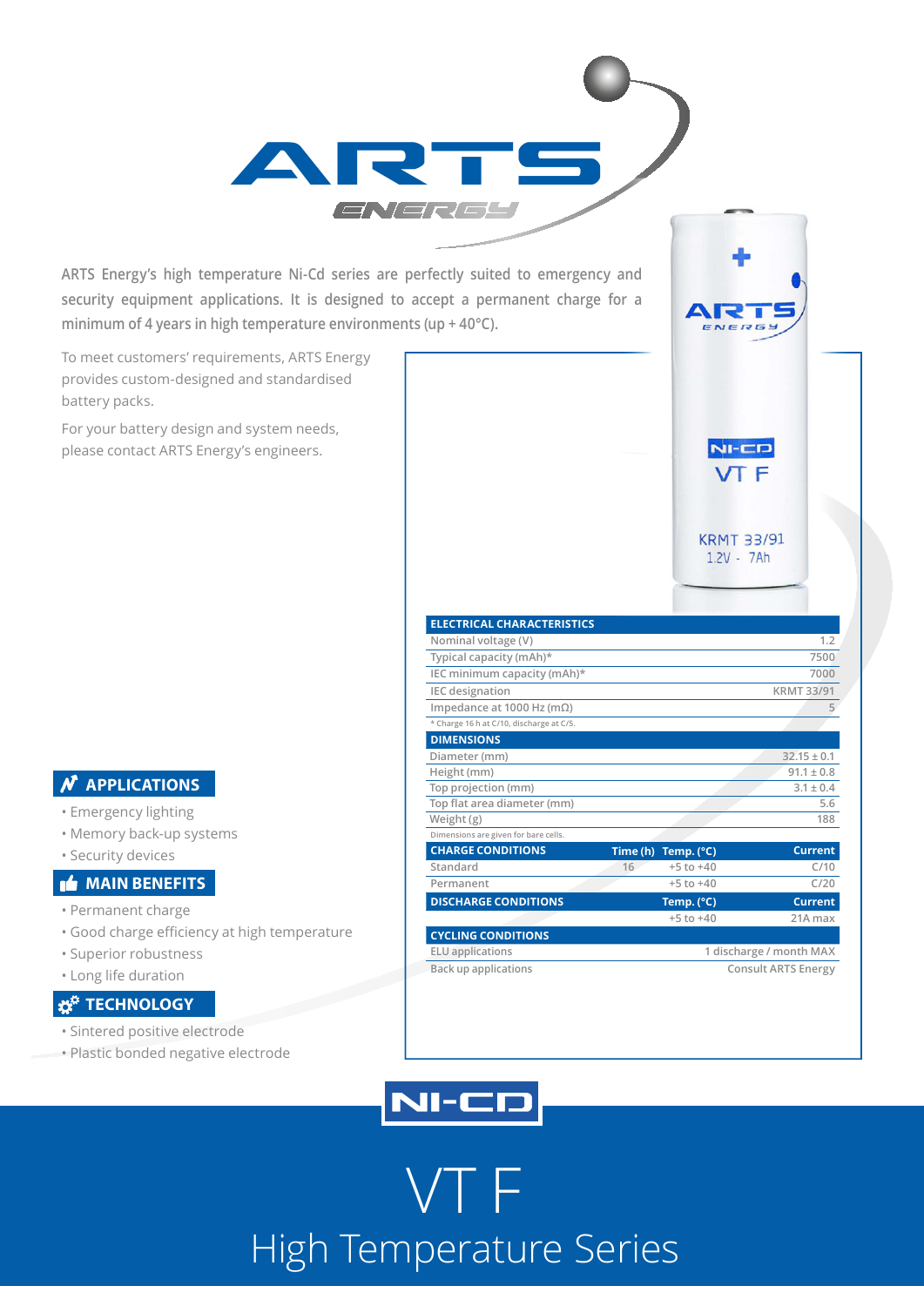ARTS Energy’s high temperature Ni-Cd series are perfectly suited to emergency and security equipment applications. It is designed to accept a permanent charge for a minimum of 4 years in high temperature environments (up + 40°C).

To meet customers’ requirements, ARTS Energy provides custom-designed and standardised battery packs.

For your battery design and system needs, please contact ARTS Energy’s engineers.

## APPLICATIONS

- Emergency lighting
- Memory back-up systems
- Security devices

## MAIN BENEFITS

- Permanent charge
- Good charge efficiency at high temperature
- Superior robustness
- Long life duration

## TECHNOLOGY

- Sintered positive electrode
- Plastic bonded negative electrode

| ELECTRICAL CHARACTERISTICS | |
|---|---|
| Nominal voltage (V) | 1.2 |
| Typical capacity (mAh)* | 7500 |
| IEC minimum capacity (mAh)* | 7000 |
| IEC designation | KRMT 33/91 |
| Impedance at 1000 Hz (mΩ) | 5 |

\* Charge 16 h at C/10, discharge at C/5.

| DIMENSIONS | |
|---|---|
| Diameter (mm) | 32.15 ± 0.1 |
| Height (mm) | 91.1 ± 0.8 |
| Top projection (mm) | 3.1 ± 0.4 |
| Top flat area diameter (mm) | 5.6 |
| Weight (g) | 188 |

Dimensions are given for bare cells.

| CHARGE CONDITIONS | Time (h) | Temp. (°C) | Current |
|---|---|---|---|
| Standard | 16 | +5 to +40 | C/10 |
| Permanent | | +5 to +40 | C/20 |

| DISCHARGE CONDITIONS | Temp. (°C) | Current |
|---|---|---|
| | +5 to +40 | 21A max |

| CYCLING CONDITIONS | |
|---|---|
| ELU applications | 1 discharge / month MAX |
| Back up applications | Consult ARTS Energy |

NI-CD

# VT F

## High Temperature Series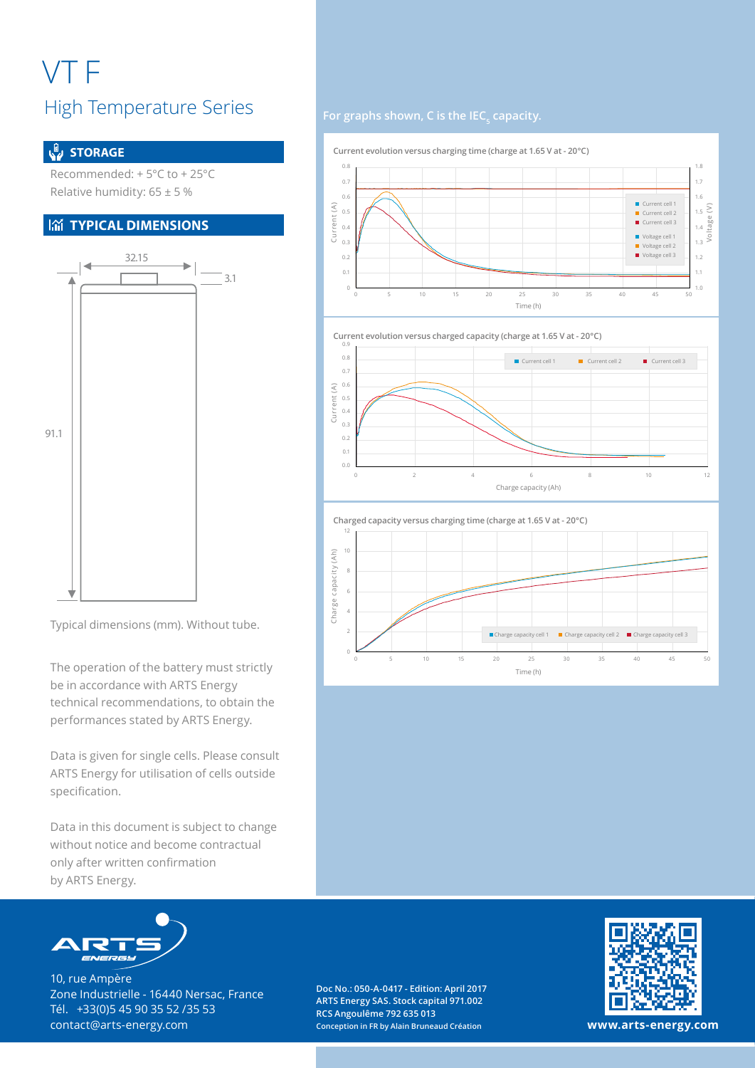# VT F

## High Temperature Series

### STORAGE

Recommended: + 5°C to + 25°C
Relative humidity: 65 ± 5 %

### TYPICAL DIMENSIONS

32.15
3.1
91.1

Typical dimensions (mm). Without tube.

The operation of the battery must strictly be in accordance with ARTS Energy technical recommendations, to obtain the performances stated by ARTS Energy.

Data is given for single cells. Please consult ARTS Energy for utilisation of cells outside specification.

Data in this document is subject to change without notice and become contractual only after written confirmation by ARTS Energy.

**For graphs shown, C is the $IEC_5$ capacity.**

**Current evolution versus charging time (charge at 1.65 V at - 20°C)**

Current (A)
0
0.1
0.2
0.3
0.4
0.5
0.6
0.7
0.8

Voltage (V)
1.0
1.1
1.2
1.3
1.4
1.5
1.6
1.7
1.8

Time (h)
0
5
10
15
20
25
30
35
40
45
50

Current cell 1
Current cell 2
Current cell 3
Voltage cell 1
Voltage cell 2
Voltage cell 3

**Current evolution versus charged capacity (charge at 1.65 V at - 20°C)**

Current (A)
0.0
0.1
0.2
0.3
0.4
0.5
0.6
0.7
0.8
0.9

Charge capacity (Ah)
0
2
4
6
8
10
12

Current cell 1
Current cell 2
Current cell 3

**Charged capacity versus charging time (charge at 1.65 V at - 20°C)**

Charge capacity (Ah)
0
2
4
6
8
10
12

Time (h)
0
5
10
15
20
25
30
35
40
45
50

Charge capacity cell 1
Charge capacity cell 2
Charge capacity cell 3

ARTS ENERGY

10, rue Ampère
Zone Industrielle - 16440 Nersac, France
Tél. +33(0)5 45 90 35 52 /35 53
contact@arts-energy.com

**Doc No.: 050-A-0417 - Edition: April 2017**
**ARTS Energy SAS. Stock capital 971.002**
**RCS Angoulême 792 635 013**
**Conception in FR by Alain Bruneaud Création**

**www.arts-energy.com**